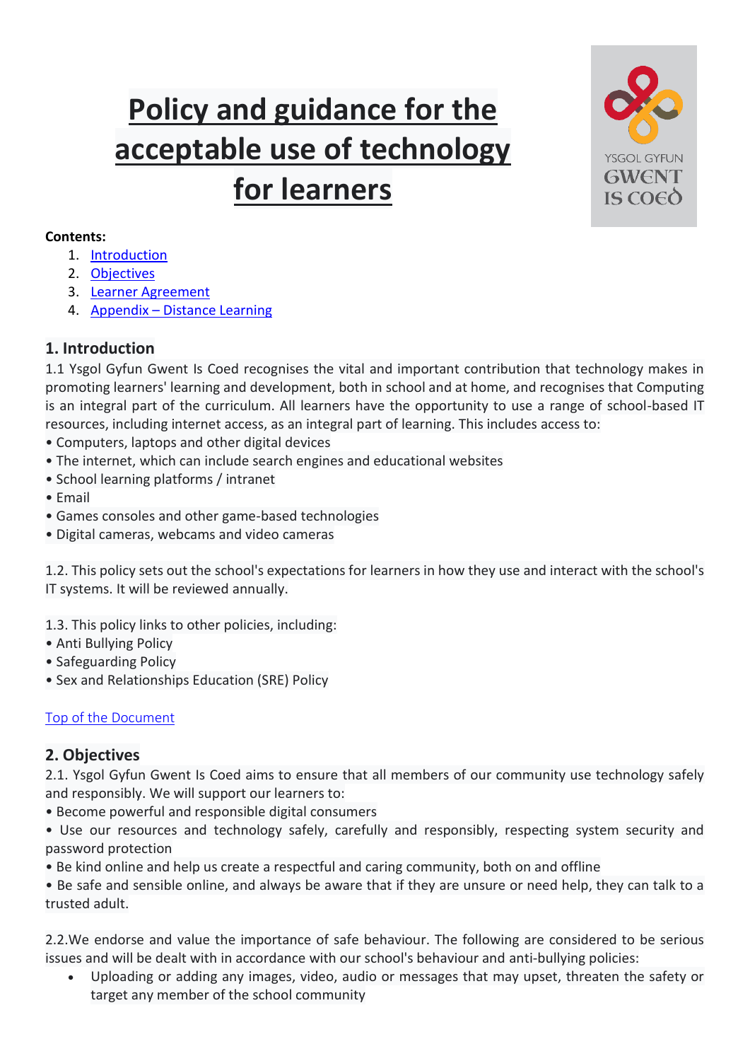# Policy and guidance for the acceptable use of technology for learners

**Contents:**

1. Introduction
2. Objectives
3. Learner Agreement
4. Appendix – Distance Learning

## 1. Introduction

1.1 Ysgol Gyfun Gwent Is Coed recognises the vital and important contribution that technology makes in promoting learners' learning and development, both in school and at home, and recognises that Computing is an integral part of the curriculum. All learners have the opportunity to use a range of school-based IT resources, including internet access, as an integral part of learning. This includes access to:

- Computers, laptops and other digital devices
- The internet, which can include search engines and educational websites
- School learning platforms / intranet
- Email
- Games consoles and other game-based technologies
- Digital cameras, webcams and video cameras

1.2. This policy sets out the school's expectations for learners in how they use and interact with the school's IT systems. It will be reviewed annually.

1.3. This policy links to other policies, including:

- Anti Bullying Policy
- Safeguarding Policy
- Sex and Relationships Education (SRE) Policy

Top of the Document

## 2. Objectives

2.1. Ysgol Gyfun Gwent Is Coed aims to ensure that all members of our community use technology safely and responsibly. We will support our learners to:

- Become powerful and responsible digital consumers
- Use our resources and technology safely, carefully and responsibly, respecting system security and password protection
- Be kind online and help us create a respectful and caring community, both on and offline
- Be safe and sensible online, and always be aware that if they are unsure or need help, they can talk to a trusted adult.

2.2.We endorse and value the importance of safe behaviour. The following are considered to be serious issues and will be dealt with in accordance with our school's behaviour and anti-bullying policies:

- Uploading or adding any images, video, audio or messages that may upset, threaten the safety or target any member of the school community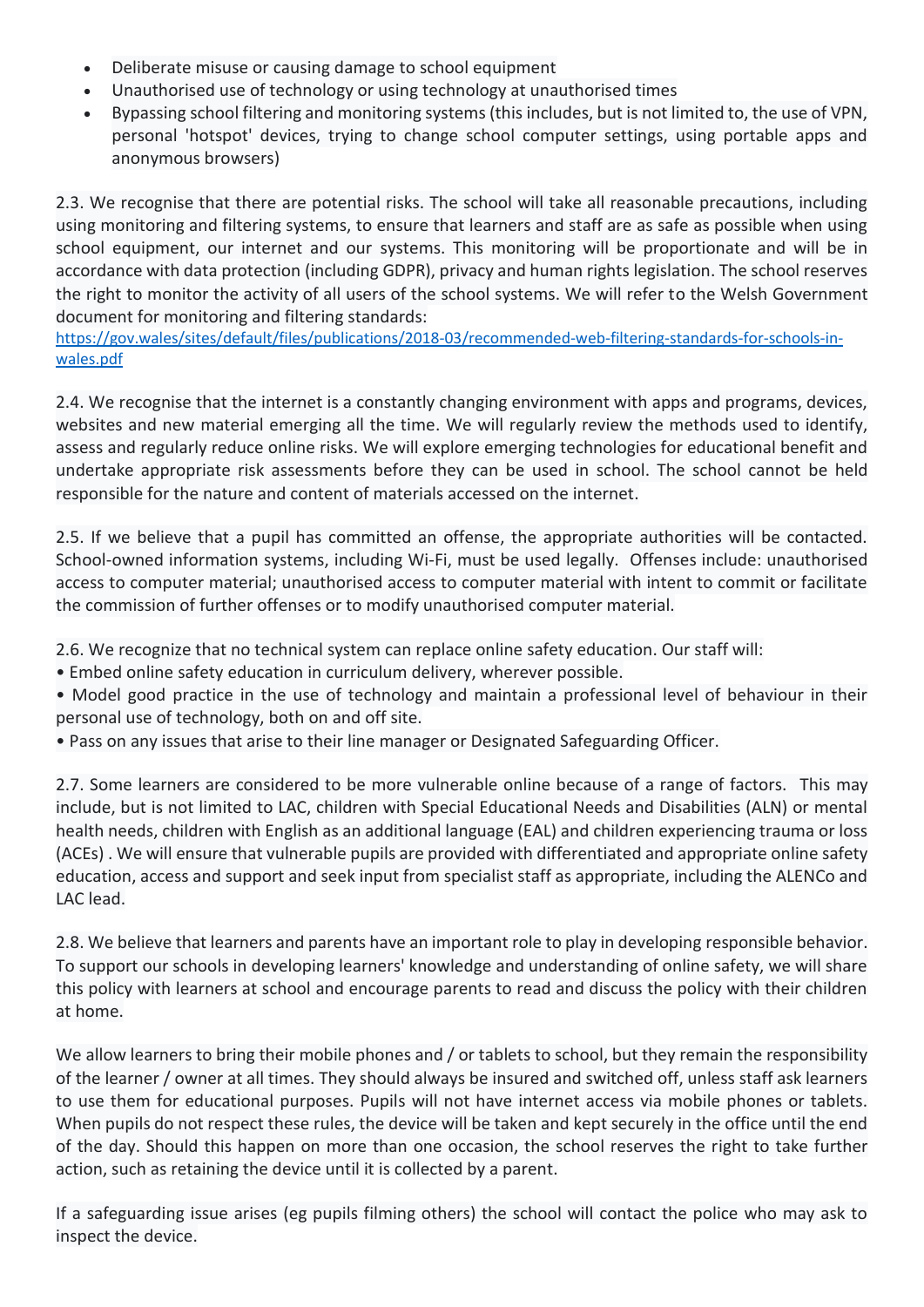- Deliberate misuse or causing damage to school equipment
- Unauthorised use of technology or using technology at unauthorised times
- Bypassing school filtering and monitoring systems (this includes, but is not limited to, the use of VPN, personal 'hotspot' devices, trying to change school computer settings, using portable apps and anonymous browsers)

2.3. We recognise that there are potential risks. The school will take all reasonable precautions, including using monitoring and filtering systems, to ensure that learners and staff are as safe as possible when using school equipment, our internet and our systems. This monitoring will be proportionate and will be in accordance with data protection (including GDPR), privacy and human rights legislation. The school reserves the right to monitor the activity of all users of the school systems. We will refer to the Welsh Government document for monitoring and filtering standards:
https://gov.wales/sites/default/files/publications/2018-03/recommended-web-filtering-standards-for-schools-in-wales.pdf

2.4. We recognise that the internet is a constantly changing environment with apps and programs, devices, websites and new material emerging all the time. We will regularly review the methods used to identify, assess and regularly reduce online risks. We will explore emerging technologies for educational benefit and undertake appropriate risk assessments before they can be used in school. The school cannot be held responsible for the nature and content of materials accessed on the internet.

2.5. If we believe that a pupil has committed an offense, the appropriate authorities will be contacted. School-owned information systems, including Wi-Fi, must be used legally. Offenses include: unauthorised access to computer material; unauthorised access to computer material with intent to commit or facilitate the commission of further offenses or to modify unauthorised computer material.

2.6. We recognize that no technical system can replace online safety education. Our staff will:
- Embed online safety education in curriculum delivery, wherever possible.
- Model good practice in the use of technology and maintain a professional level of behaviour in their personal use of technology, both on and off site.
- Pass on any issues that arise to their line manager or Designated Safeguarding Officer.

2.7. Some learners are considered to be more vulnerable online because of a range of factors. This may include, but is not limited to LAC, children with Special Educational Needs and Disabilities (ALN) or mental health needs, children with English as an additional language (EAL) and children experiencing trauma or loss (ACEs) . We will ensure that vulnerable pupils are provided with differentiated and appropriate online safety education, access and support and seek input from specialist staff as appropriate, including the ALENCo and LAC lead.

2.8. We believe that learners and parents have an important role to play in developing responsible behavior. To support our schools in developing learners' knowledge and understanding of online safety, we will share this policy with learners at school and encourage parents to read and discuss the policy with their children at home.

We allow learners to bring their mobile phones and / or tablets to school, but they remain the responsibility of the learner / owner at all times. They should always be insured and switched off, unless staff ask learners to use them for educational purposes. Pupils will not have internet access via mobile phones or tablets. When pupils do not respect these rules, the device will be taken and kept securely in the office until the end of the day. Should this happen on more than one occasion, the school reserves the right to take further action, such as retaining the device until it is collected by a parent.

If a safeguarding issue arises (eg pupils filming others) the school will contact the police who may ask to inspect the device.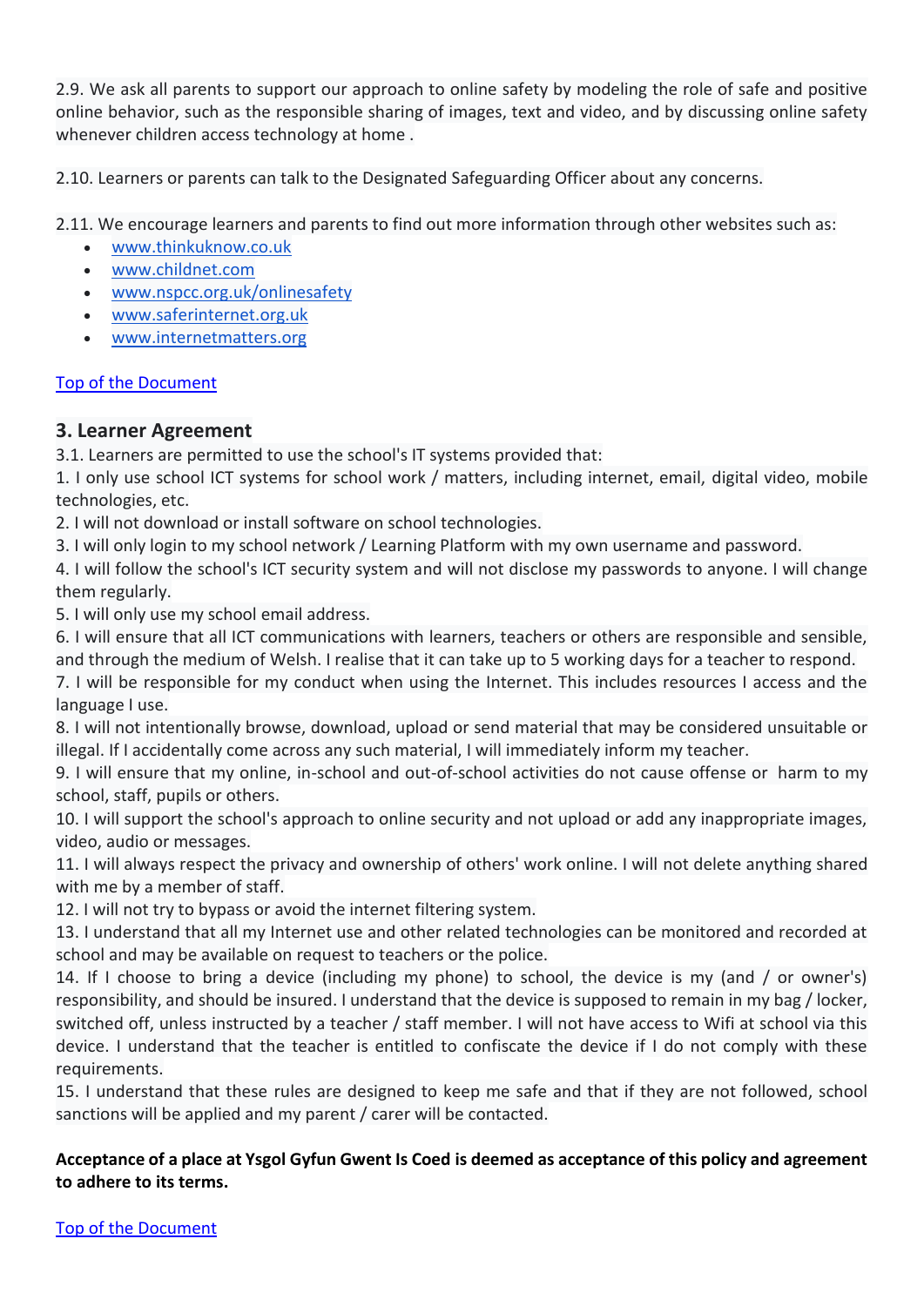2.9. We ask all parents to support our approach to online safety by modeling the role of safe and positive online behavior, such as the responsible sharing of images, text and video, and by discussing online safety whenever children access technology at home .

2.10. Learners or parents can talk to the Designated Safeguarding Officer about any concerns.

2.11. We encourage learners and parents to find out more information through other websites such as:

- www.thinkuknow.co.uk
- www.childnet.com
- www.nspcc.org.uk/onlinesafety
- www.saferinternet.org.uk
- www.internetmatters.org

Top of the Document

## 3. Learner Agreement

3.1. Learners are permitted to use the school's IT systems provided that:

1. I only use school ICT systems for school work / matters, including internet, email, digital video, mobile technologies, etc.
2. I will not download or install software on school technologies.
3. I will only login to my school network / Learning Platform with my own username and password.
4. I will follow the school's ICT security system and will not disclose my passwords to anyone. I will change them regularly.
5. I will only use my school email address.
6. I will ensure that all ICT communications with learners, teachers or others are responsible and sensible, and through the medium of Welsh. I realise that it can take up to 5 working days for a teacher to respond.
7. I will be responsible for my conduct when using the Internet. This includes resources I access and the language I use.
8. I will not intentionally browse, download, upload or send material that may be considered unsuitable or illegal. If I accidentally come across any such material, I will immediately inform my teacher.
9. I will ensure that my online, in-school and out-of-school activities do not cause offense or harm to my school, staff, pupils or others.
10. I will support the school's approach to online security and not upload or add any inappropriate images, video, audio or messages.
11. I will always respect the privacy and ownership of others' work online. I will not delete anything shared with me by a member of staff.
12. I will not try to bypass or avoid the internet filtering system.
13. I understand that all my Internet use and other related technologies can be monitored and recorded at school and may be available on request to teachers or the police.
14. If I choose to bring a device (including my phone) to school, the device is my (and / or owner's) responsibility, and should be insured. I understand that the device is supposed to remain in my bag / locker, switched off, unless instructed by a teacher / staff member. I will not have access to Wifi at school via this device. I understand that the teacher is entitled to confiscate the device if I do not comply with these requirements.
15. I understand that these rules are designed to keep me safe and that if they are not followed, school sanctions will be applied and my parent / carer will be contacted.

**Acceptance of a place at Ysgol Gyfun Gwent Is Coed is deemed as acceptance of this policy and agreement to adhere to its terms.**

Top of the Document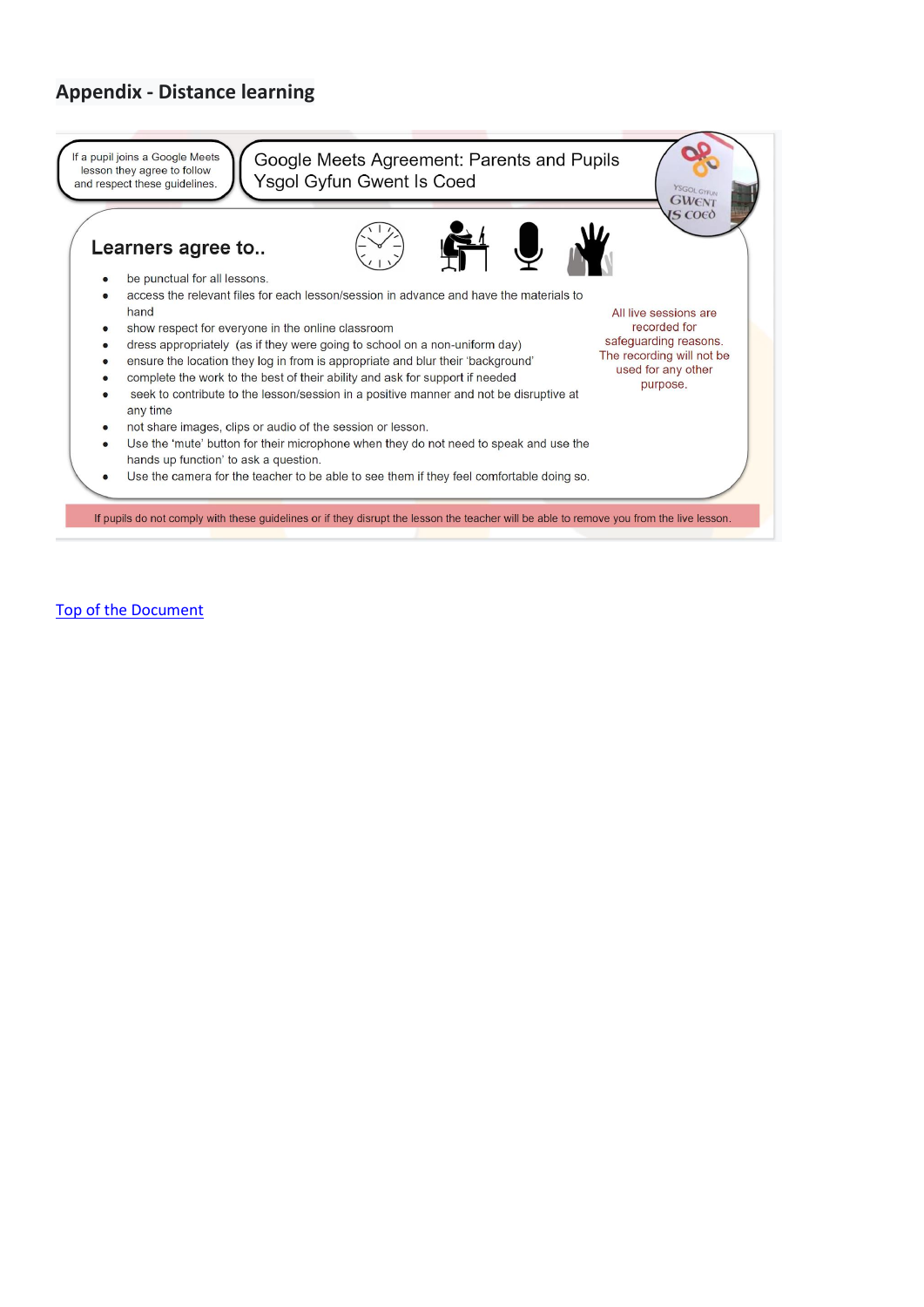## Appendix - Distance learning

If a pupil joins a Google Meets lesson they agree to follow and respect these guidelines.

Google Meets Agreement: Parents and Pupils
Ysgol Gyfun Gwent Is Coed

YSGOL GYFUN GWENT IS COED

### Learners agree to..

- be punctual for all lessons.
- access the relevant files for each lesson/session in advance and have the materials to hand
- show respect for everyone in the online classroom
- dress appropriately (as if they were going to school on a non-uniform day)
- ensure the location they log in from is appropriate and blur their 'background'
- complete the work to the best of their ability and ask for support if needed
- seek to contribute to the lesson/session in a positive manner and not be disruptive at any time
- not share images, clips or audio of the session or lesson.
- Use the 'mute' button for their microphone when they do not need to speak and use the hands up function' to ask a question.
- Use the camera for the teacher to be able to see them if they feel comfortable doing so.

All live sessions are recorded for safeguarding reasons. The recording will not be used for any other purpose.

If pupils do not comply with these guidelines or if they disrupt the lesson the teacher will be able to remove you from the live lesson.

[Top of the Document]